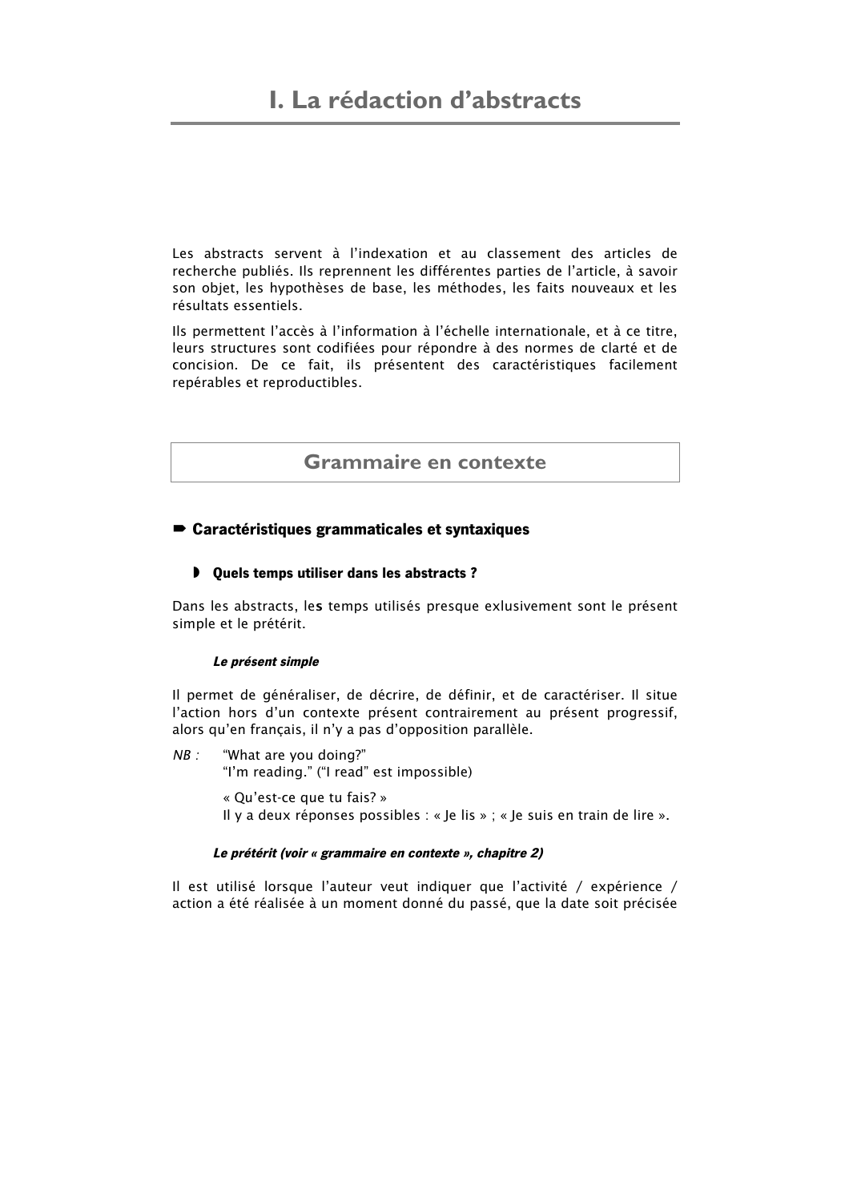# I. La rédaction d'abstracts

Les abstracts servent à l'indexation et au classement des articles de recherche publiés. Ils reprennent les différentes parties de l'article, à savoir son objet, les hypothèses de base, les méthodes, les faits nouveaux et les résultats essentiels.

Ils permettent l'accès à l'information à l'échelle internationale, et à ce titre, leurs structures sont codifiées pour répondre à des normes de clarté et de concision. De ce fait, ils présentent des caractéristiques facilement repérables et reproductibles.

## Grammaire en contexte

### ➨ Caractéristiques grammaticales et syntaxiques

#### ◗ Quels temps utiliser dans les abstracts ?

Dans les abstracts, le**s** temps utilisés presque exlusivement sont le présent simple et le prétérit.

##### *Le présent simple*

Il permet de généraliser, de décrire, de définir, et de caractériser. Il situe l'action hors d'un contexte présent contrairement au présent progressif, alors qu'en français, il n'y a pas d'opposition parallèle.

*NB :* "What are you doing?"
"I'm reading." ("I read" est impossible)

« Qu'est-ce que tu fais? »
Il y a deux réponses possibles : « Je lis » ; « Je suis en train de lire ».

##### *Le prétérit (voir « grammaire en contexte », chapitre 2)*

Il est utilisé lorsque l'auteur veut indiquer que l'activité / expérience / action a été réalisée à un moment donné du passé, que la date soit précisée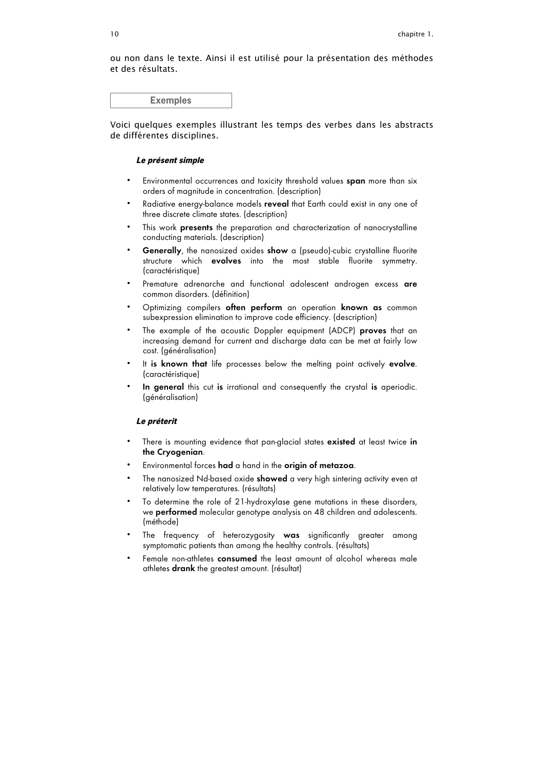ou non dans le texte. Ainsi il est utilisé pour la présentation des méthodes et des résultats.

### Exemples

Voici quelques exemples illustrant les temps des verbes dans les abstracts de différentes disciplines.

#### *Le présent simple*

- Environmental occurrences and toxicity threshold values **span** more than six orders of magnitude in concentration. (description)
- Radiative energy-balance models **reveal** that Earth could exist in any one of three discrete climate states. (description)
- This work **presents** the preparation and characterization of nanocrystalline conducting materials. (description)
- **Generally**, the nanosized oxides **show** a (pseudo)-cubic crystalline fluorite structure which **evolves** into the most stable fluorite symmetry. (caractéristique)
- Premature adrenarche and functional adolescent androgen excess **are** common disorders. (définition)
- Optimizing compilers **often perform** an operation **known as** common subexpression elimination to improve code efficiency. (description)
- The example of the acoustic Doppler equipment (ADCP) **proves** that an increasing demand for current and discharge data can be met at fairly low cost. (généralisation)
- It **is known that** life processes below the melting point actively **evolve**. (caractéristique)
- **In general** this cut **is** irrational and consequently the crystal **is** aperiodic. (généralisation)

#### *Le préterit*

- There is mounting evidence that pan-glacial states **existed** at least twice **in the Cryogenian**.
- Environmental forces **had** a hand in the **origin of metazoa**.
- The nanosized Nd-based oxide **showed** a very high sintering activity even at relatively low temperatures. (résultats)
- To determine the role of 21-hydroxylase gene mutations in these disorders, we **performed** molecular genotype analysis on 48 children and adolescents. (méthode)
- The frequency of heterozygosity **was** significantly greater among symptomatic patients than among the healthy controls. (résultats)
- Female non-athletes **consumed** the least amount of alcohol whereas male athletes **drank** the greatest amount. (résultat)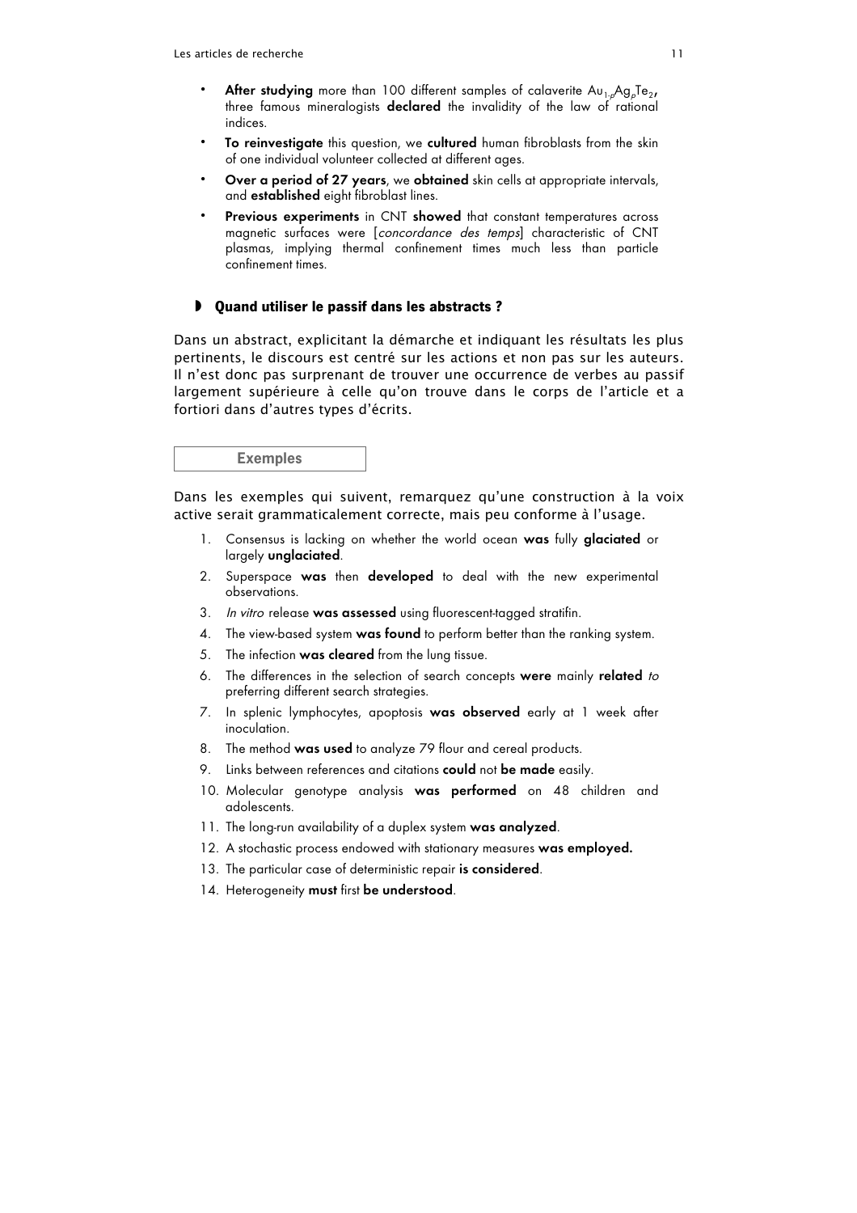- **After studying** more than 100 different samples of calaverite $Au_{1-p}Ag_pTe_2$, three famous mineralogists **declared** the invalidity of the law of rational indices.
- **To reinvestigate** this question, we **cultured** human fibroblasts from the skin of one individual volunteer collected at different ages.
- **Over a period of 27 years**, we **obtained** skin cells at appropriate intervals, and **established** eight fibroblast lines.
- **Previous experiments** in CNT **showed** that constant temperatures across magnetic surfaces were [*concordance des temps*] characteristic of CNT plasmas, implying thermal confinement times much less than particle confinement times.

### Quand utiliser le passif dans les abstracts ?

Dans un abstract, explicitant la démarche et indiquant les résultats les plus pertinents, le discours est centré sur les actions et non pas sur les auteurs. Il n'est donc pas surprenant de trouver une occurrence de verbes au passif largement supérieure à celle qu'on trouve dans le corps de l'article et a fortiori dans d'autres types d'écrits.

**Exemples**

Dans les exemples qui suivent, remarquez qu'une construction à la voix active serait grammaticalement correcte, mais peu conforme à l'usage.

1. Consensus is lacking on whether the world ocean **was** fully **glaciated** or largely **unglaciated**.
2. Superspace **was** then **developed** to deal with the new experimental observations.
3. *In vitro* release **was assessed** using fluorescent-tagged stratifin.
4. The view-based system **was found** to perform better than the ranking system.
5. The infection **was cleared** from the lung tissue.
6. The differences in the selection of search concepts **were** mainly **related** *to* preferring different search strategies.
7. In splenic lymphocytes, apoptosis **was observed** early at 1 week after inoculation.
8. The method **was used** to analyze 79 flour and cereal products.
9. Links between references and citations **could** not **be made** easily.
10. Molecular genotype analysis **was performed** on 48 children and adolescents.
11. The long-run availability of a duplex system **was analyzed**.
12. A stochastic process endowed with stationary measures **was employed.**
13. The particular case of deterministic repair **is considered**.
14. Heterogeneity **must** first **be understood**.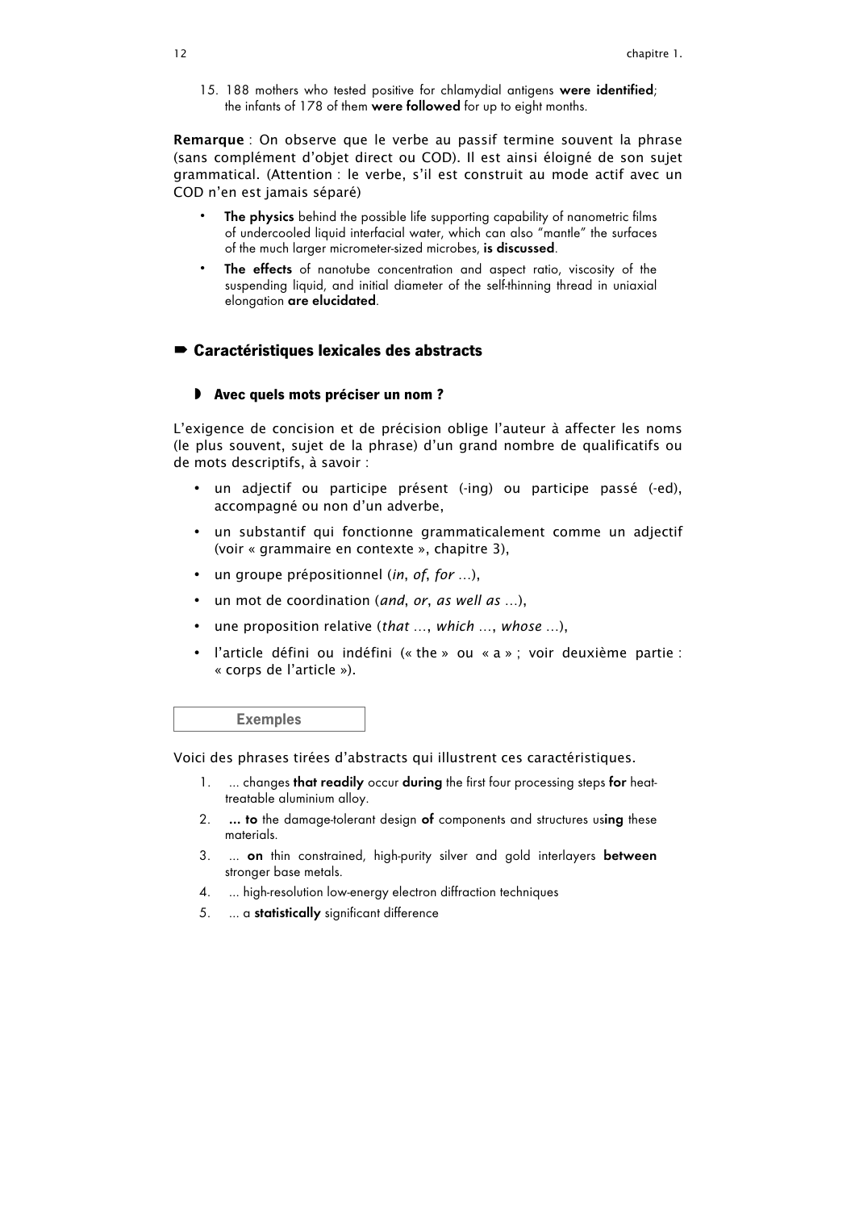15. 188 mothers who tested positive for chlamydial antigens **were identified**; the infants of 178 of them **were followed** for up to eight months.

**Remarque** : On observe que le verbe au passif termine souvent la phrase (sans complément d'objet direct ou COD). Il est ainsi éloigné de son sujet grammatical. (Attention : le verbe, s'il est construit au mode actif avec un COD n'en est jamais séparé)

- **The physics** behind the possible life supporting capability of nanometric films of undercooled liquid interfacial water, which can also "mantle" the surfaces of the much larger micrometer-sized microbes, **is discussed**.
- **The effects** of nanotube concentration and aspect ratio, viscosity of the suspending liquid, and initial diameter of the self-thinning thread in uniaxial elongation **are elucidated**.

## ➨ Caractéristiques lexicales des abstracts

### ◗ Avec quels mots préciser un nom ?

L'exigence de concision et de précision oblige l'auteur à affecter les noms (le plus souvent, sujet de la phrase) d'un grand nombre de qualificatifs ou de mots descriptifs, à savoir :

- un adjectif ou participe présent (-ing) ou participe passé (-ed), accompagné ou non d'un adverbe,
- un substantif qui fonctionne grammaticalement comme un adjectif (voir « grammaire en contexte », chapitre 3),
- un groupe prépositionnel (*in*, *of*, *for* ...),
- un mot de coordination (*and*, *or*, *as well as* ...),
- une proposition relative (*that* ..., *which* ..., *whose* ...),
- l'article défini ou indéfini (« the » ou « a » ; voir deuxième partie : « corps de l'article »).

**Exemples**

Voici des phrases tirées d'abstracts qui illustrent ces caractéristiques.

1. ... changes **that readily** occur **during** the first four processing steps **for** heat-treatable aluminium alloy.
2. **... to** the damage-tolerant design **of** components and structures us**ing** these materials.
3. ... **on** thin constrained, high-purity silver and gold interlayers **between** stronger base metals.
4. ... high-resolution low-energy electron diffraction techniques
5. ... a **statistically** significant difference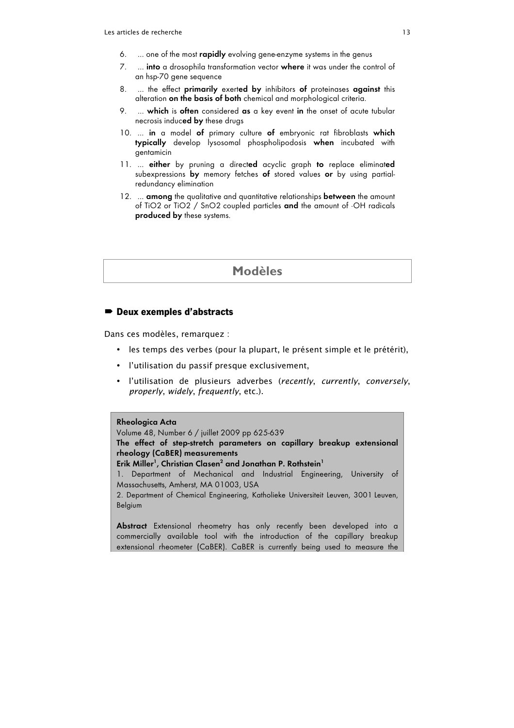6. ... one of the most **rapidly** evolving gene-enzyme systems in the genus
7. ... **into** a drosophila transformation vector **where** it was under the control of an hsp-70 gene sequence
8. ... the effect **primarily** exert**ed by** inhibitors **of** proteinases **against** this alteration **on the basis of both** chemical and morphological criteria.
9. ... **which** is **often** considered **as** a key event **in** the onset of acute tubular necrosis induc**ed by** these drugs
10. ... **in** a model **of** primary culture **of** embryonic rat fibroblasts **which typically** develop lysosomal phospholipodosis **when** incubated with gentamicin
11. ... **either** by pruning a direct**ed** acyclic graph **to** replace eliminat**ed** subexpressions **by** memory fetches **of** stored values **or** by using partial-redundancy elimination
12. ... **among** the qualitative and quantitative relationships **between** the amount of $TiO_2$ or $TiO_2$ / $SnO_2$ coupled particles **and** the amount of ·OH radicals **produced by** these systems.

# Modèles

## ➡ Deux exemples d'abstracts

Dans ces modèles, remarquez :

- les temps des verbes (pour la plupart, le présent simple et le prétérit),
- l'utilisation du passif presque exclusivement,
- l'utilisation de plusieurs adverbes (*recently*, *currently*, *conversely*, *properly*, *widely*, *frequently*, etc.).

**Rheologica Acta**
Volume 48, Number 6 / juillet 2009 pp 625-639
**The effect of step-stretch parameters on capillary breakup extensional rheology (CaBER) measurements**
**Erik Miller[1], Christian Clasen[2] and Jonathan P. Rothstein[1]**
1. Department of Mechanical and Industrial Engineering, University of Massachusetts, Amherst, MA 01003, USA
2. Department of Chemical Engineering, Katholieke Universiteit Leuven, 3001 Leuven, Belgium

**Abstract** Extensional rheometry has only recently been developed into a commercially available tool with the introduction of the capillary breakup extensional rheometer (CaBER). CaBER is currently being used to measure the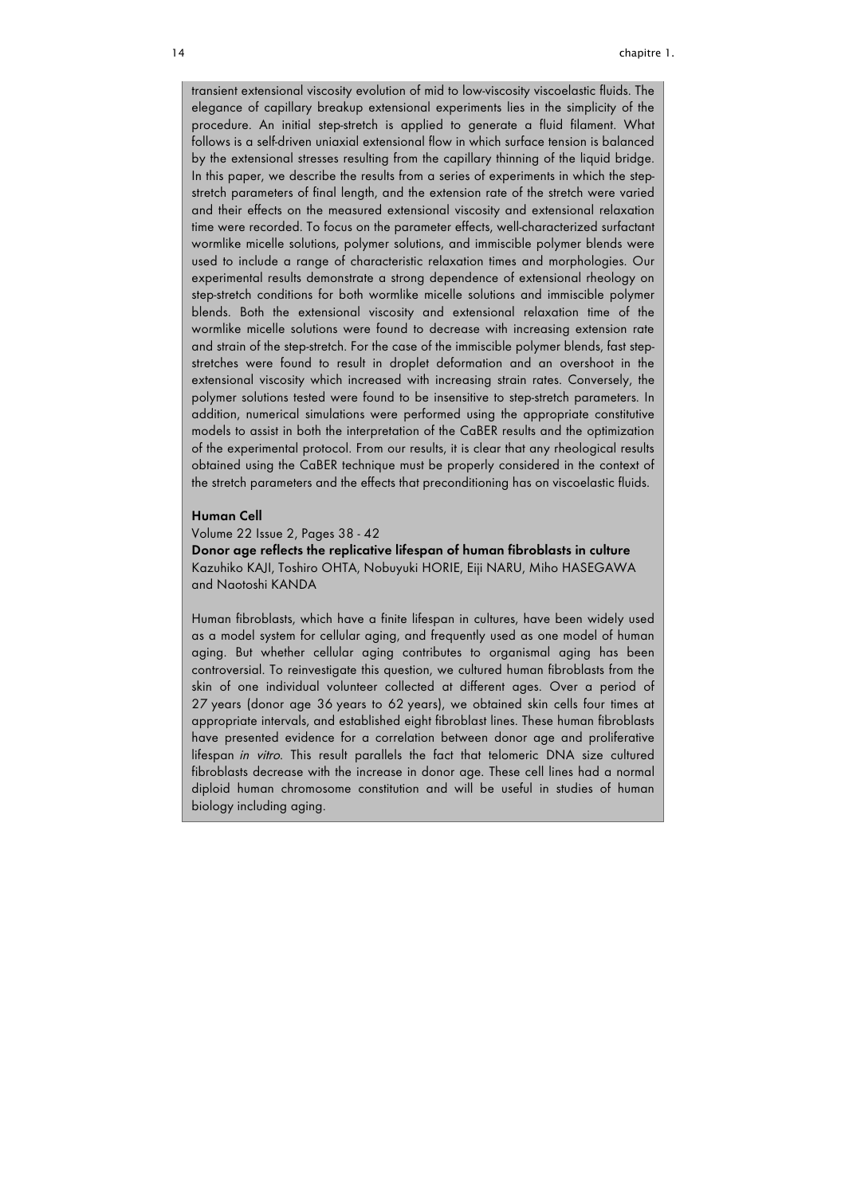transient extensional viscosity evolution of mid to low-viscosity viscoelastic fluids. The elegance of capillary breakup extensional experiments lies in the simplicity of the procedure. An initial step-stretch is applied to generate a fluid filament. What follows is a self-driven uniaxial extensional flow in which surface tension is balanced by the extensional stresses resulting from the capillary thinning of the liquid bridge. In this paper, we describe the results from a series of experiments in which the step-stretch parameters of final length, and the extension rate of the stretch were varied and their effects on the measured extensional viscosity and extensional relaxation time were recorded. To focus on the parameter effects, well-characterized surfactant wormlike micelle solutions, polymer solutions, and immiscible polymer blends were used to include a range of characteristic relaxation times and morphologies. Our experimental results demonstrate a strong dependence of extensional rheology on step-stretch conditions for both wormlike micelle solutions and immiscible polymer blends. Both the extensional viscosity and extensional relaxation time of the wormlike micelle solutions were found to decrease with increasing extension rate and strain of the step-stretch. For the case of the immiscible polymer blends, fast step-stretches were found to result in droplet deformation and an overshoot in the extensional viscosity which increased with increasing strain rates. Conversely, the polymer solutions tested were found to be insensitive to step-stretch parameters. In addition, numerical simulations were performed using the appropriate constitutive models to assist in both the interpretation of the CaBER results and the optimization of the experimental protocol. From our results, it is clear that any rheological results obtained using the CaBER technique must be properly considered in the context of the stretch parameters and the effects that preconditioning has on viscoelastic fluids.

**Human Cell**

Volume 22 Issue 2, Pages 38 - 42

**Donor age reflects the replicative lifespan of human fibroblasts in culture**

Kazuhiko KAJI, Toshiro OHTA, Nobuyuki HORIE, Eiji NARU, Miho HASEGAWA and Naotoshi KANDA

Human fibroblasts, which have a finite lifespan in cultures, have been widely used as a model system for cellular aging, and frequently used as one model of human aging. But whether cellular aging contributes to organismal aging has been controversial. To reinvestigate this question, we cultured human fibroblasts from the skin of one individual volunteer collected at different ages. Over a period of 27 years (donor age 36 years to 62 years), we obtained skin cells four times at appropriate intervals, and established eight fibroblast lines. These human fibroblasts have presented evidence for a correlation between donor age and proliferative lifespan *in vitro*. This result parallels the fact that telomeric DNA size cultured fibroblasts decrease with the increase in donor age. These cell lines had a normal diploid human chromosome constitution and will be useful in studies of human biology including aging.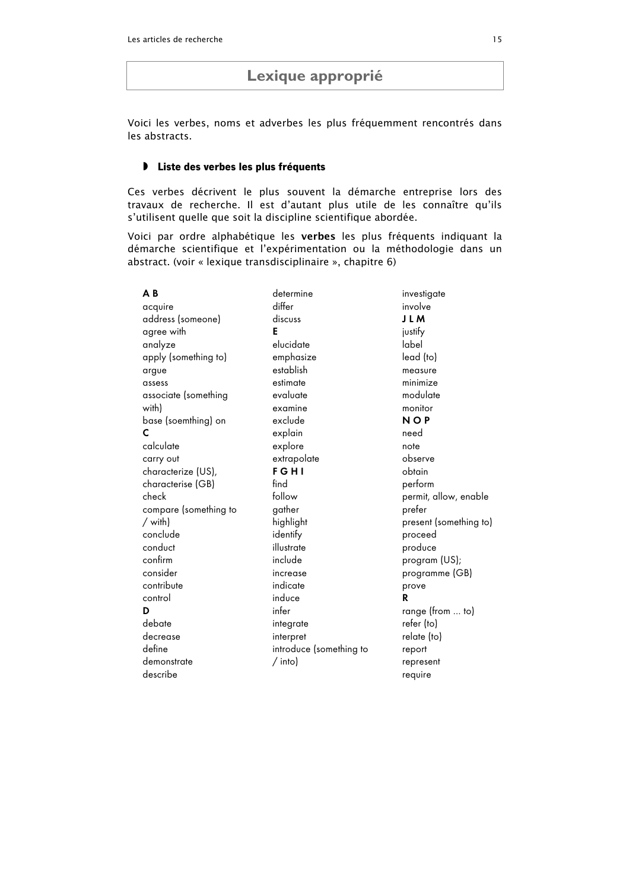# Lexique approprié

Voici les verbes, noms et adverbes les plus fréquemment rencontrés dans les abstracts.

### Liste des verbes les plus fréquents

Ces verbes décrivent le plus souvent la démarche entreprise lors des travaux de recherche. Il est d'autant plus utile de les connaître qu'ils s'utilisent quelle que soit la discipline scientifique abordée.

Voici par ordre alphabétique les **verbes** les plus fréquents indiquant la démarche scientifique et l'expérimentation ou la méthodologie dans un abstract. (voir « lexique transdisciplinaire », chapitre 6)

**A B**
acquire
address (someone)
agree with
analyze
apply (something to)
argue
assess
associate (something with)
base (soemthing) on

**C**
calculate
carry out
characterize (US), characterise (GB)
check
compare (something to / with)
conclude
conduct
confirm
consider
contribute
control

**D**
debate
decrease
define
demonstrate
describe
determine
differ
discuss

**E**
elucidate
emphasize
establish
estimate
evaluate
examine
exclude
explain
explore
extrapolate

**F G H I**
find
follow
gather
highlight
identify
illustrate
include
increase
indicate
induce
infer
integrate
interpret
introduce (something to / into)
investigate
involve

**J L M**
justify
label
lead (to)
measure
minimize
modulate
monitor

**N O P**
need
note
observe
obtain
perform
permit, allow, enable
prefer
present (something to)
proceed
produce
program (US); programme (GB)
prove

**R**
range (from ... to)
refer (to)
relate (to)
report
represent
require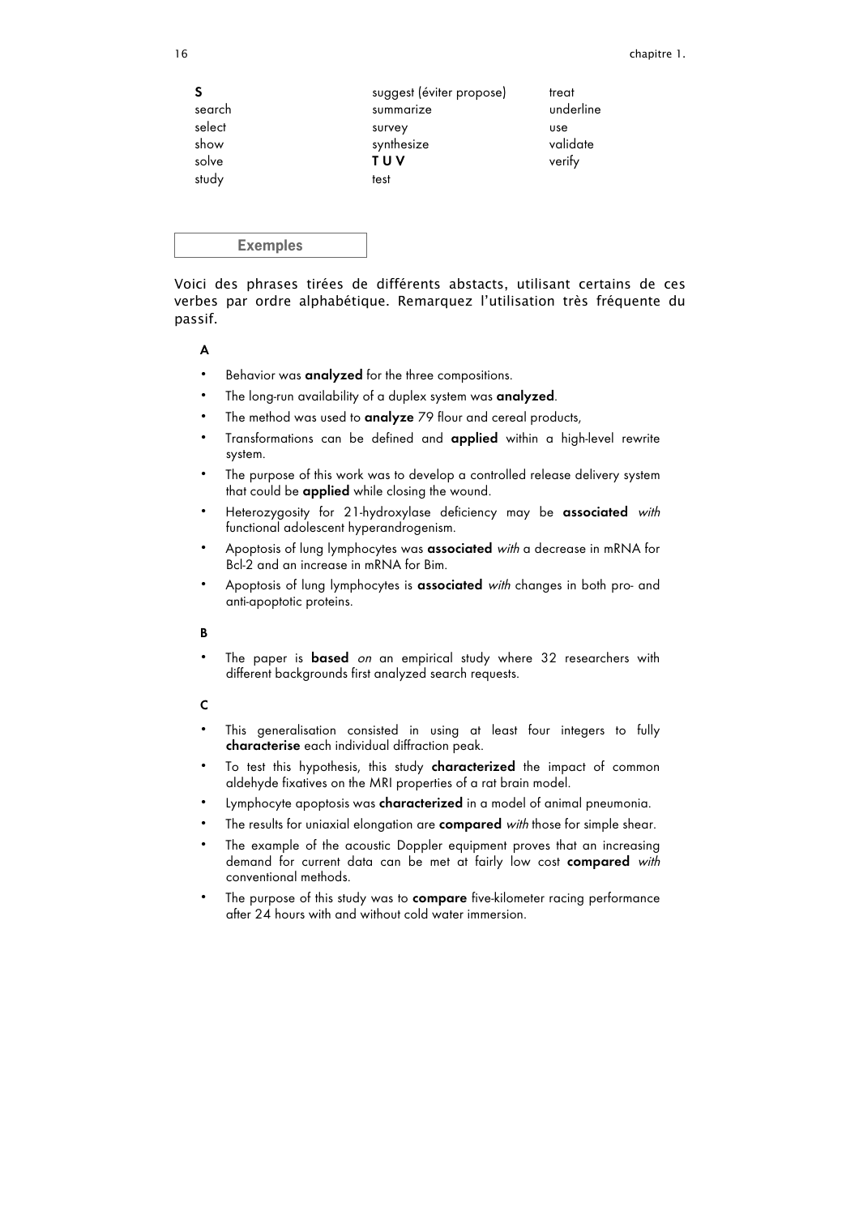| | | |
|---|---|---|
| **S** | suggest (éviter propose) | treat |
| search | summarize | underline |
| select | survey | use |
| show | synthesize | validate |
| solve | **T U V** | verify |
| study | test | |

## Exemples

Voici des phrases tirées de différents abstacts, utilisant certains de ces verbes par ordre alphabétique. Remarquez l'utilisation très fréquente du passif.

**A**

- Behavior was **analyzed** for the three compositions.
- The long-run availability of a duplex system was **analyzed**.
- The method was used to **analyze** 79 flour and cereal products,
- Transformations can be defined and **applied** within a high-level rewrite system.
- The purpose of this work was to develop a controlled release delivery system that could be **applied** while closing the wound.
- Heterozygosity for 21-hydroxylase deficiency may be **associated** *with* functional adolescent hyperandrogenism.
- Apoptosis of lung lymphocytes was **associated** *with* a decrease in mRNA for Bcl-2 and an increase in mRNA for Bim.
- Apoptosis of lung lymphocytes is **associated** *with* changes in both pro- and anti-apoptotic proteins.

**B**

- The paper is **based** *on* an empirical study where 32 researchers with different backgrounds first analyzed search requests.

**C**

- This generalisation consisted in using at least four integers to fully **characterise** each individual diffraction peak.
- To test this hypothesis, this study **characterized** the impact of common aldehyde fixatives on the MRI properties of a rat brain model.
- Lymphocyte apoptosis was **characterized** in a model of animal pneumonia.
- The results for uniaxial elongation are **compared** *with* those for simple shear.
- The example of the acoustic Doppler equipment proves that an increasing demand for current data can be met at fairly low cost **compared** *with* conventional methods.
- The purpose of this study was to **compare** five-kilometer racing performance after 24 hours with and without cold water immersion.